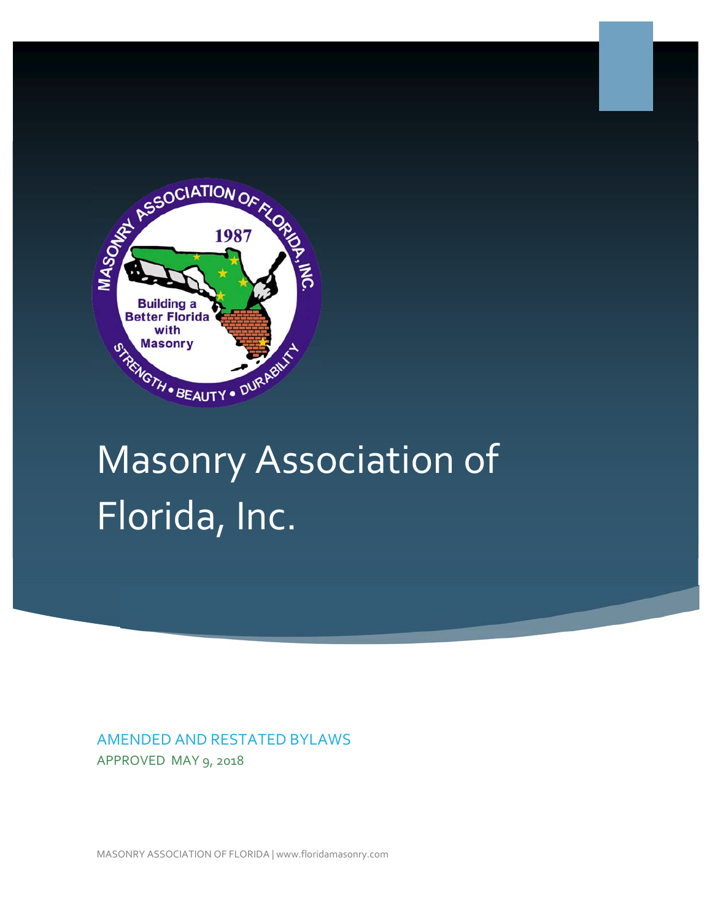# Masonry Association of Florida, Inc.

AMENDED AND RESTATED BYLAWS

APPROVED MAY 9, 2018

MASONRY ASSOCIATION OF FLORIDA | www.floridamasonry.com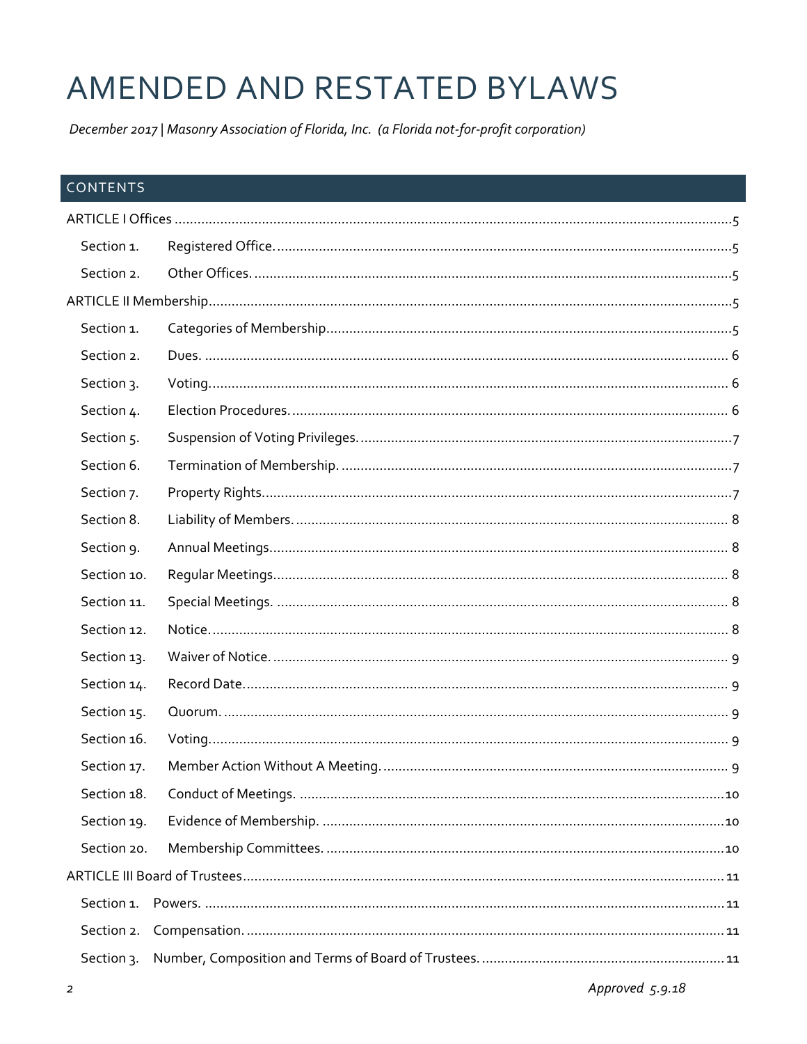# AMENDED AND RESTATED BYLAWS

*December 2017 | Masonry Association of Florida, Inc. (a Florida not-for-profit corporation)*

## CONTENTS

ARTICLE I Offices ....................................................................................................5

- Section 1. Registered Office. ....................................................................................5
- Section 2. Other Offices. .........................................................................................5

ARTICLE II Membership ..........................................................................................5

- Section 1. Categories of Membership. .......................................................................5
- Section 2. Dues. .....................................................................................................6
- Section 3. Voting. ...................................................................................................6
- Section 4. Election Procedures. ................................................................................6
- Section 5. Suspension of Voting Privileges. ...............................................................7
- Section 6. Termination of Membership. .....................................................................7
- Section 7. Property Rights. ......................................................................................7
- Section 8. Liability of Members. ...............................................................................8
- Section 9. Annual Meetings. ....................................................................................8
- Section 10. Regular Meetings. ..................................................................................8
- Section 11. Special Meetings. ...................................................................................8
- Section 12. Notice. ..................................................................................................8
- Section 13. Waiver of Notice. ...................................................................................9
- Section 14. Record Date. .........................................................................................9
- Section 15. Quorum. ...............................................................................................9
- Section 16. Voting. .................................................................................................9
- Section 17. Member Action Without A Meeting. ........................................................9
- Section 18. Conduct of Meetings. ............................................................................10
- Section 19. Evidence of Membership. ......................................................................10
- Section 20. Membership Committees. .....................................................................10

ARTICLE III Board of Trustees ................................................................................11

- Section 1. Powers. ................................................................................................11
- Section 2. Compensation. .......................................................................................11
- Section 3. Number, Composition and Terms of Board of Trustees. ...............................11

*Approved 5.9.18*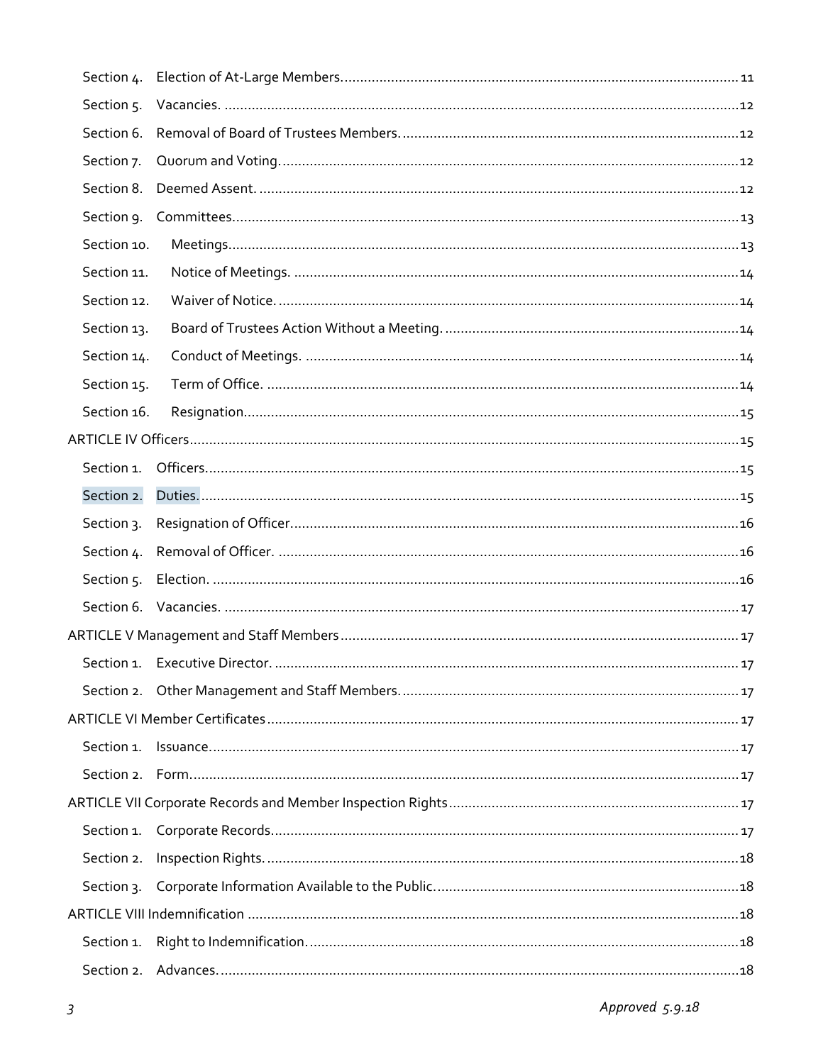Section 4. Election of At-Large Members. 11

Section 5. Vacancies. 12

Section 6. Removal of Board of Trustees Members. 12

Section 7. Quorum and Voting. 12

Section 8. Deemed Assent. 12

Section 9. Committees. 13

Section 10. Meetings. 13

Section 11. Notice of Meetings. 14

Section 12. Waiver of Notice. 14

Section 13. Board of Trustees Action Without a Meeting. 14

Section 14. Conduct of Meetings. 14

Section 15. Term of Office. 14

Section 16. Resignation. 15

ARTICLE IV Officers 15

Section 1. Officers. 15

Section 2. Duties. 15

Section 3. Resignation of Officer. 16

Section 4. Removal of Officer. 16

Section 5. Election. 16

Section 6. Vacancies. 17

ARTICLE V Management and Staff Members 17

Section 1. Executive Director. 17

Section 2. Other Management and Staff Members. 17

ARTICLE VI Member Certificates 17

Section 1. Issuance. 17

Section 2. Form. 17

ARTICLE VII Corporate Records and Member Inspection Rights 17

Section 1. Corporate Records. 17

Section 2. Inspection Rights. 18

Section 3. Corporate Information Available to the Public. 18

ARTICLE VIII Indemnification 18

Section 1. Right to Indemnification. 18

Section 2. Advances. 18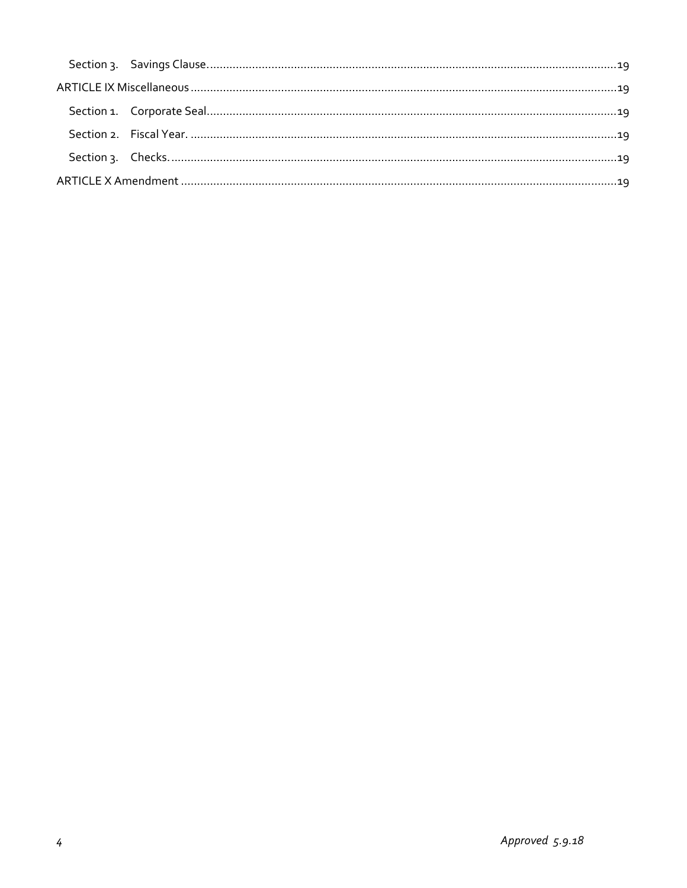Section 3. Savings Clause. .......... 19

ARTICLE IX Miscellaneous .......... 19

Section 1. Corporate Seal .......... 19

Section 2. Fiscal Year. .......... 19

Section 3. Checks. .......... 19

ARTICLE X Amendment .......... 19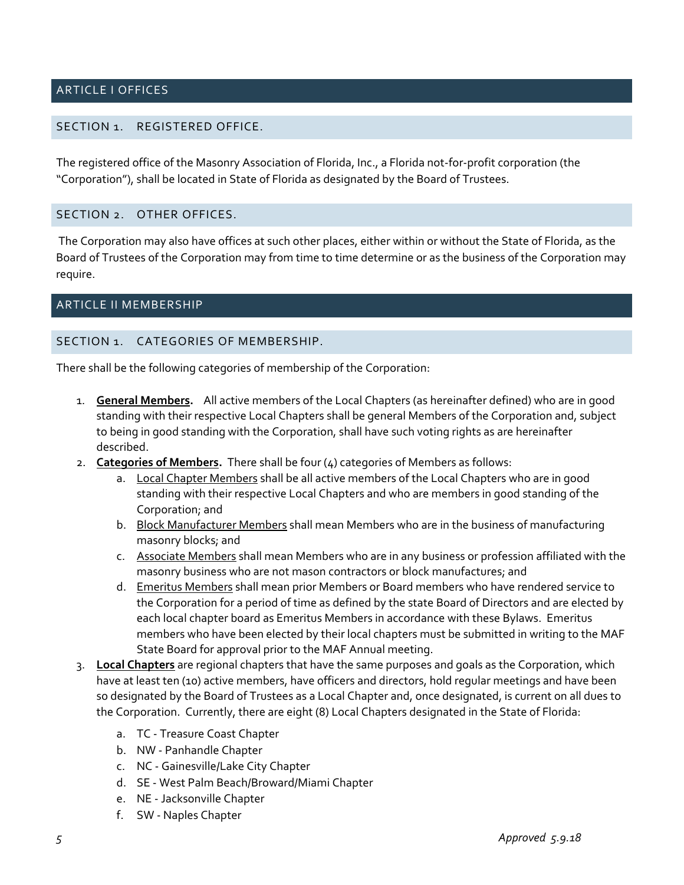## ARTICLE I OFFICES

### SECTION 1. REGISTERED OFFICE.

The registered office of the Masonry Association of Florida, Inc., a Florida not-for-profit corporation (the "Corporation"), shall be located in State of Florida as designated by the Board of Trustees.

### SECTION 2. OTHER OFFICES.

The Corporation may also have offices at such other places, either within or without the State of Florida, as the Board of Trustees of the Corporation may from time to time determine or as the business of the Corporation may require.

## ARTICLE II MEMBERSHIP

### SECTION 1. CATEGORIES OF MEMBERSHIP.

There shall be the following categories of membership of the Corporation:

1. **General Members.** All active members of the Local Chapters (as hereinafter defined) who are in good standing with their respective Local Chapters shall be general Members of the Corporation and, subject to being in good standing with the Corporation, shall have such voting rights as are hereinafter described.
2. **Categories of Members.** There shall be four (4) categories of Members as follows:
   a. Local Chapter Members shall be all active members of the Local Chapters who are in good standing with their respective Local Chapters and who are members in good standing of the Corporation; and
   b. Block Manufacturer Members shall mean Members who are in the business of manufacturing masonry blocks; and
   c. Associate Members shall mean Members who are in any business or profession affiliated with the masonry business who are not mason contractors or block manufactures; and
   d. Emeritus Members shall mean prior Members or Board members who have rendered service to the Corporation for a period of time as defined by the state Board of Directors and are elected by each local chapter board as Emeritus Members in accordance with these Bylaws. Emeritus members who have been elected by their local chapters must be submitted in writing to the MAF State Board for approval prior to the MAF Annual meeting.
3. **Local Chapters** are regional chapters that have the same purposes and goals as the Corporation, which have at least ten (10) active members, have officers and directors, hold regular meetings and have been so designated by the Board of Trustees as a Local Chapter and, once designated, is current on all dues to the Corporation. Currently, there are eight (8) Local Chapters designated in the State of Florida:
   a. TC - Treasure Coast Chapter
   b. NW - Panhandle Chapter
   c. NC - Gainesville/Lake City Chapter
   d. SE - West Palm Beach/Broward/Miami Chapter
   e. NE - Jacksonville Chapter
   f. SW - Naples Chapter

*Approved 5.9.18*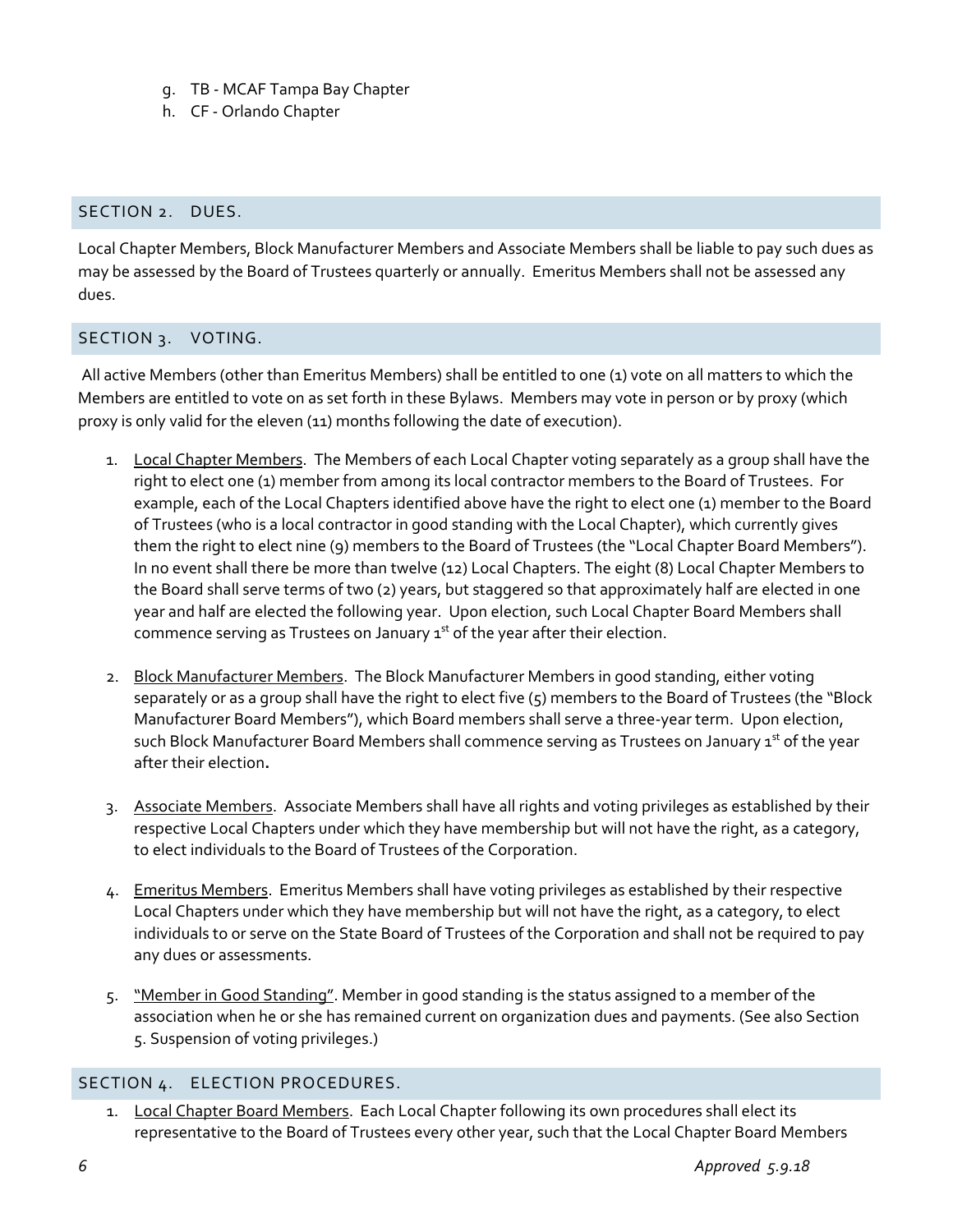g. TB - MCAF Tampa Bay Chapter
h. CF - Orlando Chapter

## SECTION 2. DUES.

Local Chapter Members, Block Manufacturer Members and Associate Members shall be liable to pay such dues as may be assessed by the Board of Trustees quarterly or annually. Emeritus Members shall not be assessed any dues.

## SECTION 3. VOTING.

All active Members (other than Emeritus Members) shall be entitled to one (1) vote on all matters to which the Members are entitled to vote on as set forth in these Bylaws. Members may vote in person or by proxy (which proxy is only valid for the eleven (11) months following the date of execution).

1. <u>Local Chapter Members</u>. The Members of each Local Chapter voting separately as a group shall have the right to elect one (1) member from among its local contractor members to the Board of Trustees. For example, each of the Local Chapters identified above have the right to elect one (1) member to the Board of Trustees (who is a local contractor in good standing with the Local Chapter), which currently gives them the right to elect nine (9) members to the Board of Trustees (the "Local Chapter Board Members"). In no event shall there be more than twelve (12) Local Chapters. The eight (8) Local Chapter Members to the Board shall serve terms of two (2) years, but staggered so that approximately half are elected in one year and half are elected the following year. Upon election, such Local Chapter Board Members shall commence serving as Trustees on January 1st of the year after their election.

2. <u>Block Manufacturer Members</u>. The Block Manufacturer Members in good standing, either voting separately or as a group shall have the right to elect five (5) members to the Board of Trustees (the "Block Manufacturer Board Members"), which Board members shall serve a three-year term. Upon election, such Block Manufacturer Board Members shall commence serving as Trustees on January 1st of the year after their election.

3. <u>Associate Members</u>. Associate Members shall have all rights and voting privileges as established by their respective Local Chapters under which they have membership but will not have the right, as a category, to elect individuals to the Board of Trustees of the Corporation.

4. <u>Emeritus Members</u>. Emeritus Members shall have voting privileges as established by their respective Local Chapters under which they have membership but will not have the right, as a category, to elect individuals to or serve on the State Board of Trustees of the Corporation and shall not be required to pay any dues or assessments.

5. <u>"Member in Good Standing"</u>. Member in good standing is the status assigned to a member of the association when he or she has remained current on organization dues and payments. (See also Section 5. Suspension of voting privileges.)

## SECTION 4. ELECTION PROCEDURES.

1. <u>Local Chapter Board Members</u>. Each Local Chapter following its own procedures shall elect its representative to the Board of Trustees every other year, such that the Local Chapter Board Members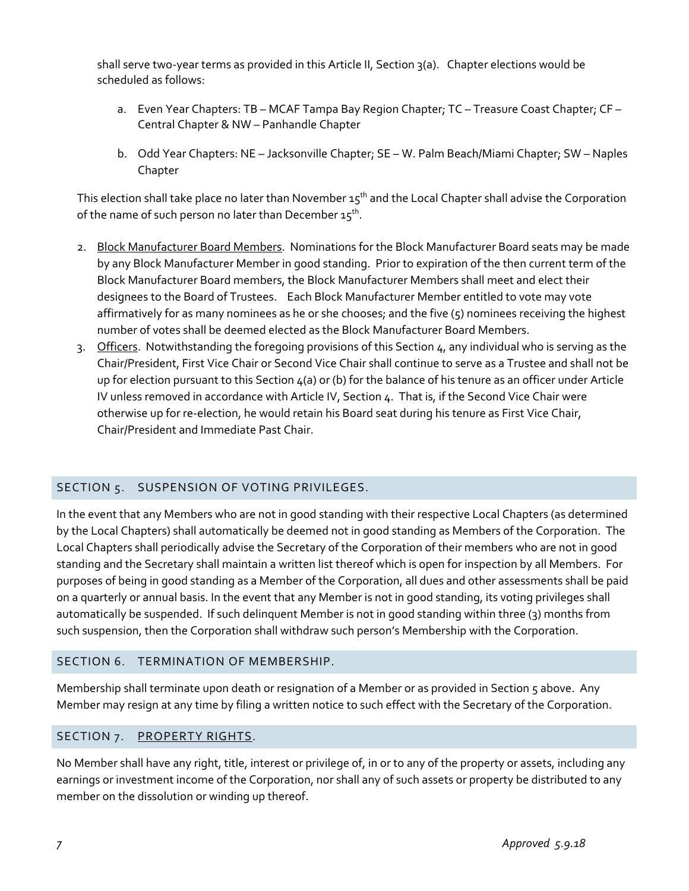shall serve two-year terms as provided in this Article II, Section 3(a). Chapter elections would be scheduled as follows:

a. Even Year Chapters: TB – MCAF Tampa Bay Region Chapter; TC – Treasure Coast Chapter; CF – Central Chapter & NW – Panhandle Chapter

b. Odd Year Chapters: NE – Jacksonville Chapter; SE – W. Palm Beach/Miami Chapter; SW – Naples Chapter

This election shall take place no later than November 15th and the Local Chapter shall advise the Corporation of the name of such person no later than December 15th.

2. Block Manufacturer Board Members. Nominations for the Block Manufacturer Board seats may be made by any Block Manufacturer Member in good standing. Prior to expiration of the then current term of the Block Manufacturer Board members, the Block Manufacturer Members shall meet and elect their designees to the Board of Trustees. Each Block Manufacturer Member entitled to vote may vote affirmatively for as many nominees as he or she chooses; and the five (5) nominees receiving the highest number of votes shall be deemed elected as the Block Manufacturer Board Members.
3. Officers. Notwithstanding the foregoing provisions of this Section 4, any individual who is serving as the Chair/President, First Vice Chair or Second Vice Chair shall continue to serve as a Trustee and shall not be up for election pursuant to this Section 4(a) or (b) for the balance of his tenure as an officer under Article IV unless removed in accordance with Article IV, Section 4. That is, if the Second Vice Chair were otherwise up for re-election, he would retain his Board seat during his tenure as First Vice Chair, Chair/President and Immediate Past Chair.

## SECTION 5. SUSPENSION OF VOTING PRIVILEGES.

In the event that any Members who are not in good standing with their respective Local Chapters (as determined by the Local Chapters) shall automatically be deemed not in good standing as Members of the Corporation. The Local Chapters shall periodically advise the Secretary of the Corporation of their members who are not in good standing and the Secretary shall maintain a written list thereof which is open for inspection by all Members. For purposes of being in good standing as a Member of the Corporation, all dues and other assessments shall be paid on a quarterly or annual basis. In the event that any Member is not in good standing, its voting privileges shall automatically be suspended. If such delinquent Member is not in good standing within three (3) months from such suspension, then the Corporation shall withdraw such person's Membership with the Corporation.

## SECTION 6. TERMINATION OF MEMBERSHIP.

Membership shall terminate upon death or resignation of a Member or as provided in Section 5 above. Any Member may resign at any time by filing a written notice to such effect with the Secretary of the Corporation.

## SECTION 7. PROPERTY RIGHTS.

No Member shall have any right, title, interest or privilege of, in or to any of the property or assets, including any earnings or investment income of the Corporation, nor shall any of such assets or property be distributed to any member on the dissolution or winding up thereof.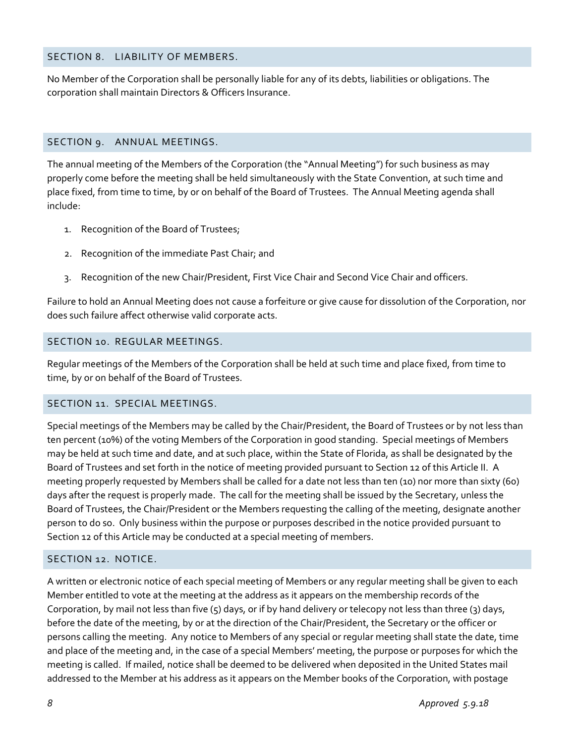## SECTION 8. LIABILITY OF MEMBERS.

No Member of the Corporation shall be personally liable for any of its debts, liabilities or obligations. The corporation shall maintain Directors & Officers Insurance.

## SECTION 9. ANNUAL MEETINGS.

The annual meeting of the Members of the Corporation (the "Annual Meeting") for such business as may properly come before the meeting shall be held simultaneously with the State Convention, at such time and place fixed, from time to time, by or on behalf of the Board of Trustees. The Annual Meeting agenda shall include:

1. Recognition of the Board of Trustees;
2. Recognition of the immediate Past Chair; and
3. Recognition of the new Chair/President, First Vice Chair and Second Vice Chair and officers.

Failure to hold an Annual Meeting does not cause a forfeiture or give cause for dissolution of the Corporation, nor does such failure affect otherwise valid corporate acts.

## SECTION 10. REGULAR MEETINGS.

Regular meetings of the Members of the Corporation shall be held at such time and place fixed, from time to time, by or on behalf of the Board of Trustees.

## SECTION 11. SPECIAL MEETINGS.

Special meetings of the Members may be called by the Chair/President, the Board of Trustees or by not less than ten percent (10%) of the voting Members of the Corporation in good standing. Special meetings of Members may be held at such time and date, and at such place, within the State of Florida, as shall be designated by the Board of Trustees and set forth in the notice of meeting provided pursuant to Section 12 of this Article II. A meeting properly requested by Members shall be called for a date not less than ten (10) nor more than sixty (60) days after the request is properly made. The call for the meeting shall be issued by the Secretary, unless the Board of Trustees, the Chair/President or the Members requesting the calling of the meeting, designate another person to do so. Only business within the purpose or purposes described in the notice provided pursuant to Section 12 of this Article may be conducted at a special meeting of members.

## SECTION 12. NOTICE.

A written or electronic notice of each special meeting of Members or any regular meeting shall be given to each Member entitled to vote at the meeting at the address as it appears on the membership records of the Corporation, by mail not less than five (5) days, or if by hand delivery or telecopy not less than three (3) days, before the date of the meeting, by or at the direction of the Chair/President, the Secretary or the officer or persons calling the meeting. Any notice to Members of any special or regular meeting shall state the date, time and place of the meeting and, in the case of a special Members' meeting, the purpose or purposes for which the meeting is called. If mailed, notice shall be deemed to be delivered when deposited in the United States mail addressed to the Member at his address as it appears on the Member books of the Corporation, with postage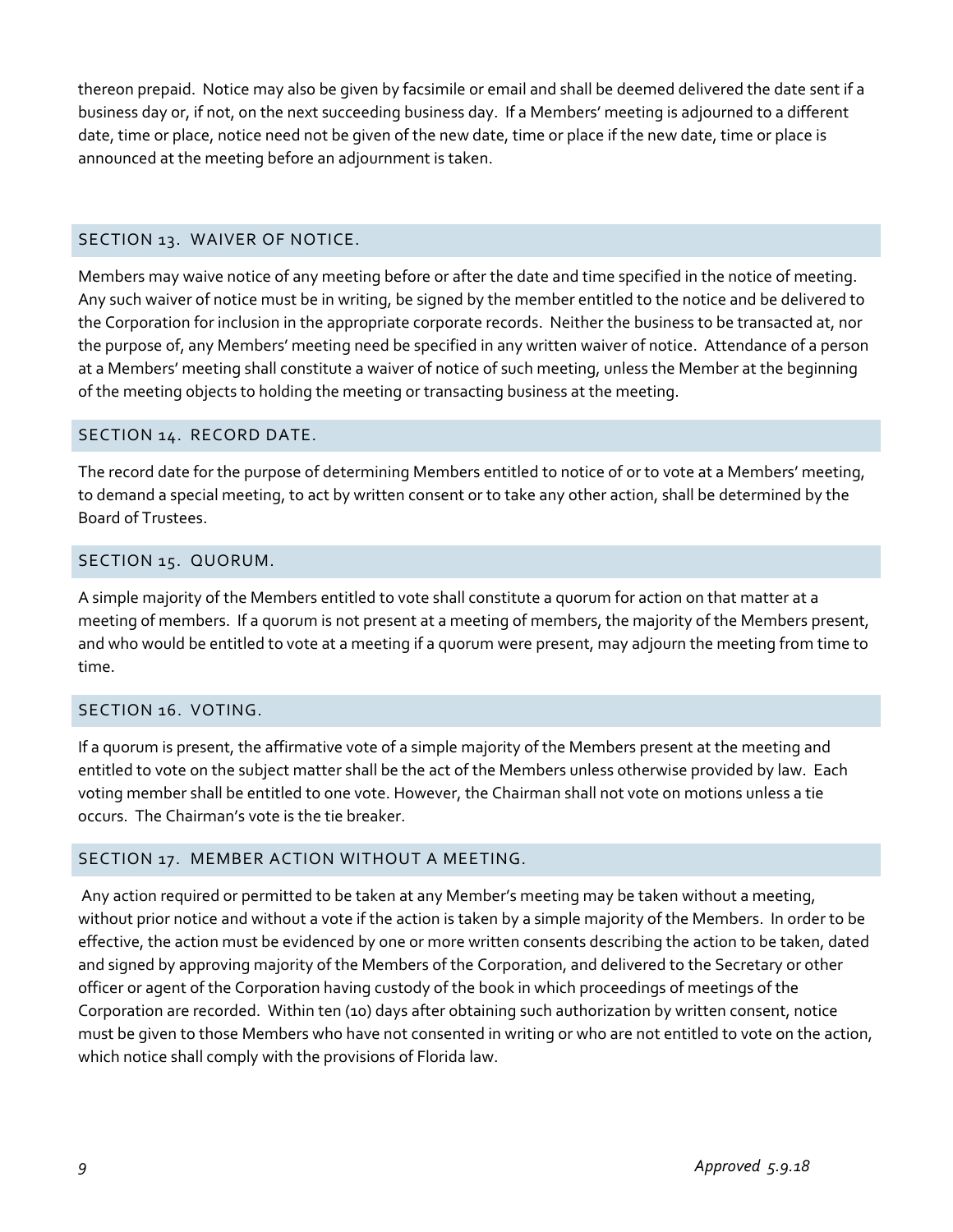thereon prepaid. Notice may also be given by facsimile or email and shall be deemed delivered the date sent if a business day or, if not, on the next succeeding business day. If a Members' meeting is adjourned to a different date, time or place, notice need not be given of the new date, time or place if the new date, time or place is announced at the meeting before an adjournment is taken.

## SECTION 13. WAIVER OF NOTICE.

Members may waive notice of any meeting before or after the date and time specified in the notice of meeting. Any such waiver of notice must be in writing, be signed by the member entitled to the notice and be delivered to the Corporation for inclusion in the appropriate corporate records. Neither the business to be transacted at, nor the purpose of, any Members' meeting need be specified in any written waiver of notice. Attendance of a person at a Members' meeting shall constitute a waiver of notice of such meeting, unless the Member at the beginning of the meeting objects to holding the meeting or transacting business at the meeting.

## SECTION 14. RECORD DATE.

The record date for the purpose of determining Members entitled to notice of or to vote at a Members' meeting, to demand a special meeting, to act by written consent or to take any other action, shall be determined by the Board of Trustees.

## SECTION 15. QUORUM.

A simple majority of the Members entitled to vote shall constitute a quorum for action on that matter at a meeting of members. If a quorum is not present at a meeting of members, the majority of the Members present, and who would be entitled to vote at a meeting if a quorum were present, may adjourn the meeting from time to time.

## SECTION 16. VOTING.

If a quorum is present, the affirmative vote of a simple majority of the Members present at the meeting and entitled to vote on the subject matter shall be the act of the Members unless otherwise provided by law. Each voting member shall be entitled to one vote. However, the Chairman shall not vote on motions unless a tie occurs. The Chairman's vote is the tie breaker.

## SECTION 17. MEMBER ACTION WITHOUT A MEETING.

Any action required or permitted to be taken at any Member's meeting may be taken without a meeting, without prior notice and without a vote if the action is taken by a simple majority of the Members. In order to be effective, the action must be evidenced by one or more written consents describing the action to be taken, dated and signed by approving majority of the Members of the Corporation, and delivered to the Secretary or other officer or agent of the Corporation having custody of the book in which proceedings of meetings of the Corporation are recorded. Within ten (10) days after obtaining such authorization by written consent, notice must be given to those Members who have not consented in writing or who are not entitled to vote on the action, which notice shall comply with the provisions of Florida law.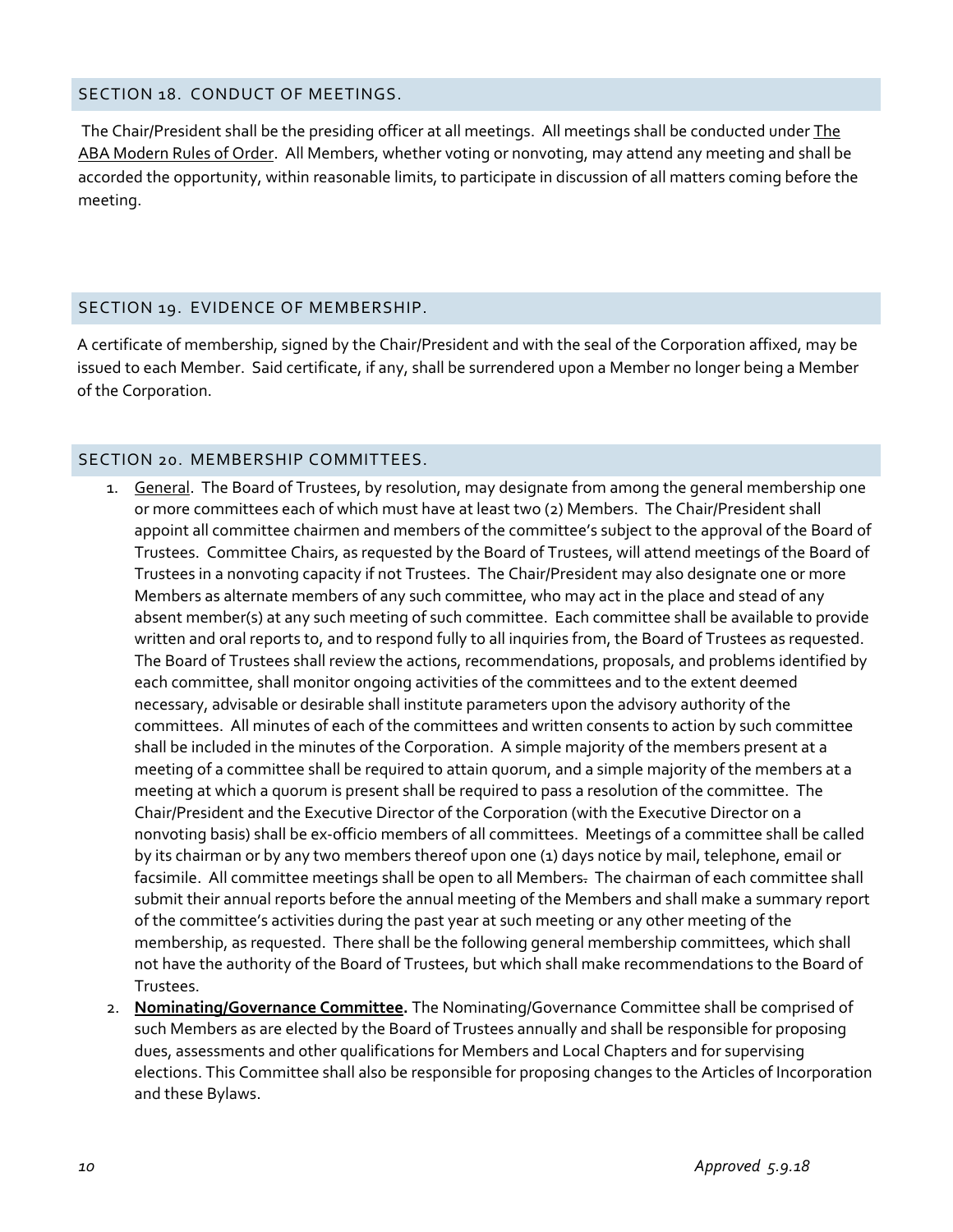## SECTION 18. CONDUCT OF MEETINGS.

The Chair/President shall be the presiding officer at all meetings. All meetings shall be conducted under The ABA Modern Rules of Order. All Members, whether voting or nonvoting, may attend any meeting and shall be accorded the opportunity, within reasonable limits, to participate in discussion of all matters coming before the meeting.

## SECTION 19. EVIDENCE OF MEMBERSHIP.

A certificate of membership, signed by the Chair/President and with the seal of the Corporation affixed, may be issued to each Member. Said certificate, if any, shall be surrendered upon a Member no longer being a Member of the Corporation.

## SECTION 20. MEMBERSHIP COMMITTEES.

1. General. The Board of Trustees, by resolution, may designate from among the general membership one or more committees each of which must have at least two (2) Members. The Chair/President shall appoint all committee chairmen and members of the committee's subject to the approval of the Board of Trustees. Committee Chairs, as requested by the Board of Trustees, will attend meetings of the Board of Trustees in a nonvoting capacity if not Trustees. The Chair/President may also designate one or more Members as alternate members of any such committee, who may act in the place and stead of any absent member(s) at any such meeting of such committee. Each committee shall be available to provide written and oral reports to, and to respond fully to all inquiries from, the Board of Trustees as requested. The Board of Trustees shall review the actions, recommendations, proposals, and problems identified by each committee, shall monitor ongoing activities of the committees and to the extent deemed necessary, advisable or desirable shall institute parameters upon the advisory authority of the committees. All minutes of each of the committees and written consents to action by such committee shall be included in the minutes of the Corporation. A simple majority of the members present at a meeting of a committee shall be required to attain quorum, and a simple majority of the members at a meeting at which a quorum is present shall be required to pass a resolution of the committee. The Chair/President and the Executive Director of the Corporation (with the Executive Director on a nonvoting basis) shall be ex-officio members of all committees. Meetings of a committee shall be called by its chairman or by any two members thereof upon one (1) days notice by mail, telephone, email or facsimile. All committee meetings shall be open to all Members. The chairman of each committee shall submit their annual reports before the annual meeting of the Members and shall make a summary report of the committee's activities during the past year at such meeting or any other meeting of the membership, as requested. There shall be the following general membership committees, which shall not have the authority of the Board of Trustees, but which shall make recommendations to the Board of Trustees.
2. **Nominating/Governance Committee.** The Nominating/Governance Committee shall be comprised of such Members as are elected by the Board of Trustees annually and shall be responsible for proposing dues, assessments and other qualifications for Members and Local Chapters and for supervising elections. This Committee shall also be responsible for proposing changes to the Articles of Incorporation and these Bylaws.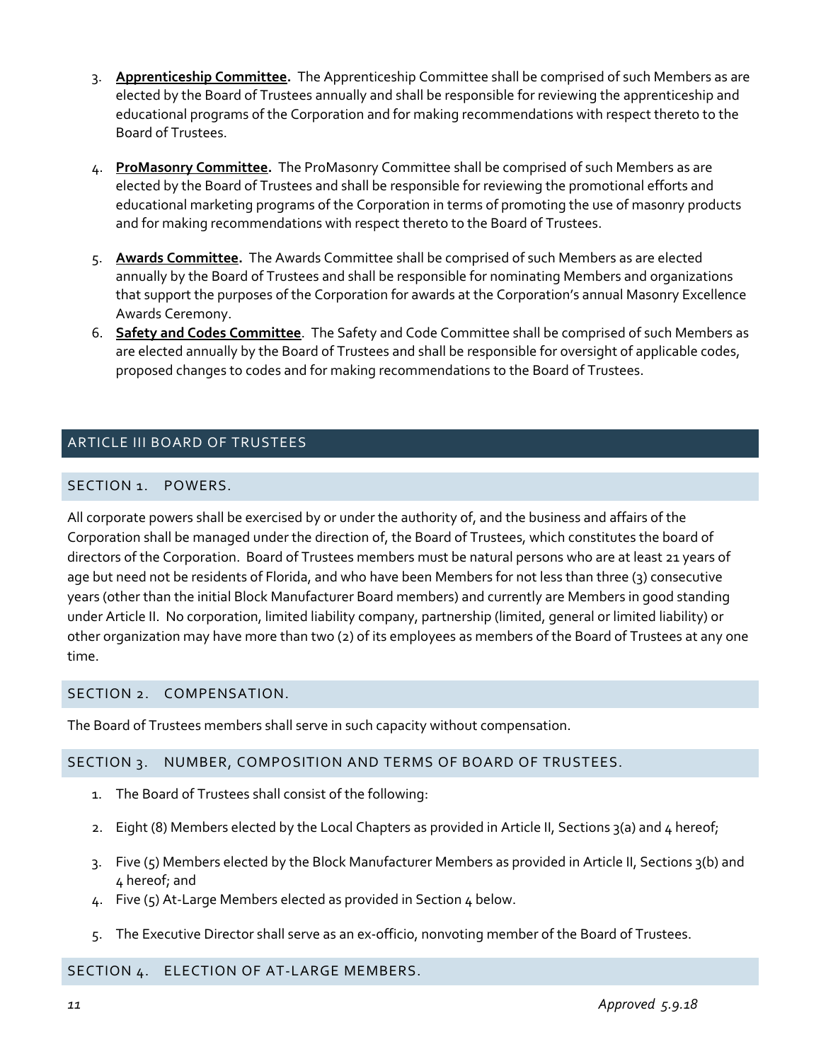3. **Apprenticeship Committee.** The Apprenticeship Committee shall be comprised of such Members as are elected by the Board of Trustees annually and shall be responsible for reviewing the apprenticeship and educational programs of the Corporation and for making recommendations with respect thereto to the Board of Trustees.

4. **ProMasonry Committee.** The ProMasonry Committee shall be comprised of such Members as are elected by the Board of Trustees and shall be responsible for reviewing the promotional efforts and educational marketing programs of the Corporation in terms of promoting the use of masonry products and for making recommendations with respect thereto to the Board of Trustees.

5. **Awards Committee.** The Awards Committee shall be comprised of such Members as are elected annually by the Board of Trustees and shall be responsible for nominating Members and organizations that support the purposes of the Corporation for awards at the Corporation's annual Masonry Excellence Awards Ceremony.

6. **Safety and Codes Committee**. The Safety and Code Committee shall be comprised of such Members as are elected annually by the Board of Trustees and shall be responsible for oversight of applicable codes, proposed changes to codes and for making recommendations to the Board of Trustees.

## ARTICLE III BOARD OF TRUSTEES

### SECTION 1. POWERS.

All corporate powers shall be exercised by or under the authority of, and the business and affairs of the Corporation shall be managed under the direction of, the Board of Trustees, which constitutes the board of directors of the Corporation. Board of Trustees members must be natural persons who are at least 21 years of age but need not be residents of Florida, and who have been Members for not less than three (3) consecutive years (other than the initial Block Manufacturer Board members) and currently are Members in good standing under Article II. No corporation, limited liability company, partnership (limited, general or limited liability) or other organization may have more than two (2) of its employees as members of the Board of Trustees at any one time.

### SECTION 2. COMPENSATION.

The Board of Trustees members shall serve in such capacity without compensation.

### SECTION 3. NUMBER, COMPOSITION AND TERMS OF BOARD OF TRUSTEES.

1. The Board of Trustees shall consist of the following:

2. Eight (8) Members elected by the Local Chapters as provided in Article II, Sections 3(a) and 4 hereof;

3. Five (5) Members elected by the Block Manufacturer Members as provided in Article II, Sections 3(b) and 4 hereof; and
4. Five (5) At-Large Members elected as provided in Section 4 below.

5. The Executive Director shall serve as an ex-officio, nonvoting member of the Board of Trustees.

### SECTION 4. ELECTION OF AT-LARGE MEMBERS.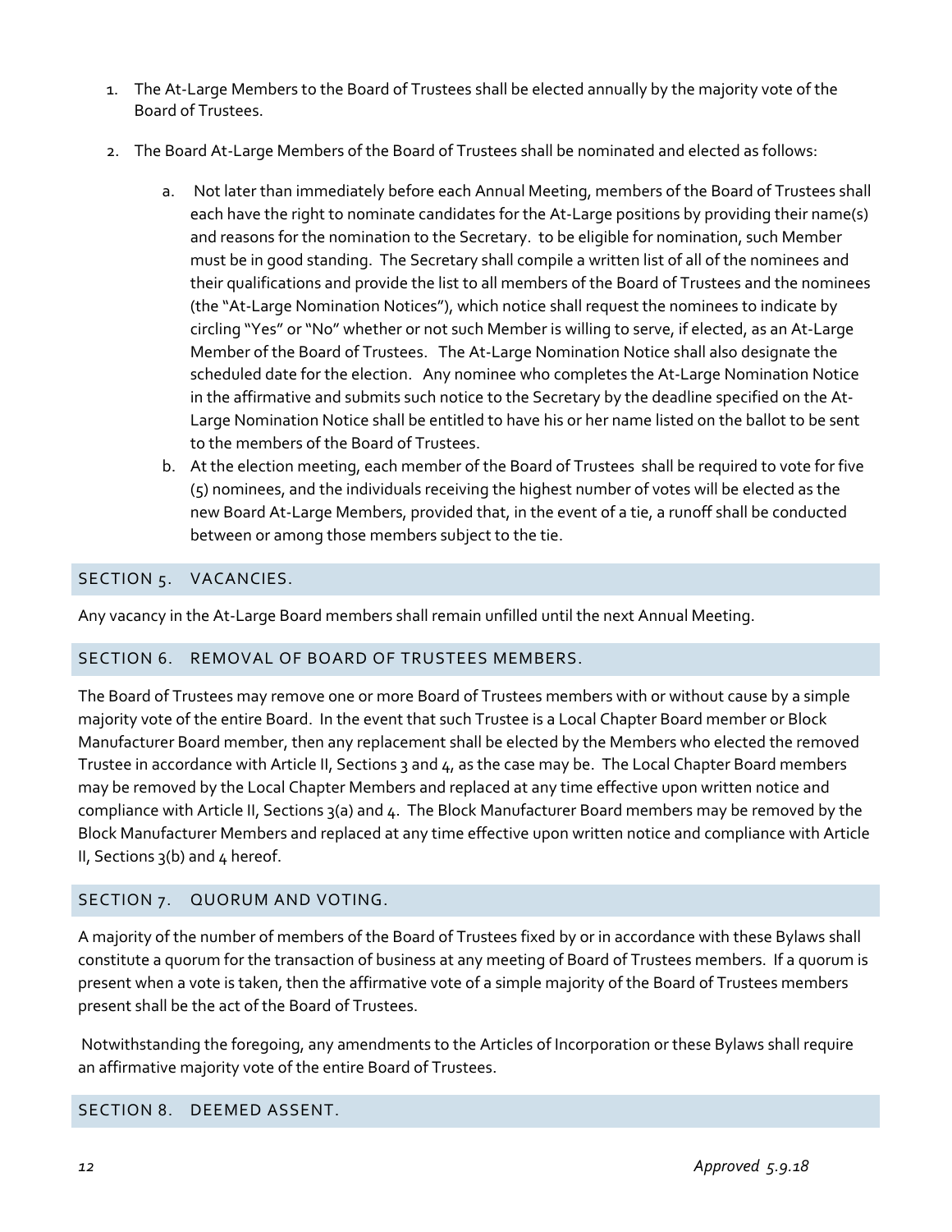1. The At-Large Members to the Board of Trustees shall be elected annually by the majority vote of the Board of Trustees.

2. The Board At-Large Members of the Board of Trustees shall be nominated and elected as follows:

   a. Not later than immediately before each Annual Meeting, members of the Board of Trustees shall each have the right to nominate candidates for the At-Large positions by providing their name(s) and reasons for the nomination to the Secretary. to be eligible for nomination, such Member must be in good standing. The Secretary shall compile a written list of all of the nominees and their qualifications and provide the list to all members of the Board of Trustees and the nominees (the "At-Large Nomination Notices"), which notice shall request the nominees to indicate by circling "Yes" or "No" whether or not such Member is willing to serve, if elected, as an At-Large Member of the Board of Trustees. The At-Large Nomination Notice shall also designate the scheduled date for the election. Any nominee who completes the At-Large Nomination Notice in the affirmative and submits such notice to the Secretary by the deadline specified on the At-Large Nomination Notice shall be entitled to have his or her name listed on the ballot to be sent to the members of the Board of Trustees.

   b. At the election meeting, each member of the Board of Trustees shall be required to vote for five (5) nominees, and the individuals receiving the highest number of votes will be elected as the new Board At-Large Members, provided that, in the event of a tie, a runoff shall be conducted between or among those members subject to the tie.

## SECTION 5. VACANCIES.

Any vacancy in the At-Large Board members shall remain unfilled until the next Annual Meeting.

## SECTION 6. REMOVAL OF BOARD OF TRUSTEES MEMBERS.

The Board of Trustees may remove one or more Board of Trustees members with or without cause by a simple majority vote of the entire Board. In the event that such Trustee is a Local Chapter Board member or Block Manufacturer Board member, then any replacement shall be elected by the Members who elected the removed Trustee in accordance with Article II, Sections 3 and 4, as the case may be. The Local Chapter Board members may be removed by the Local Chapter Members and replaced at any time effective upon written notice and compliance with Article II, Sections 3(a) and 4. The Block Manufacturer Board members may be removed by the Block Manufacturer Members and replaced at any time effective upon written notice and compliance with Article II, Sections 3(b) and 4 hereof.

## SECTION 7. QUORUM AND VOTING.

A majority of the number of members of the Board of Trustees fixed by or in accordance with these Bylaws shall constitute a quorum for the transaction of business at any meeting of Board of Trustees members. If a quorum is present when a vote is taken, then the affirmative vote of a simple majority of the Board of Trustees members present shall be the act of the Board of Trustees.

Notwithstanding the foregoing, any amendments to the Articles of Incorporation or these Bylaws shall require an affirmative majority vote of the entire Board of Trustees.

## SECTION 8. DEEMED ASSENT.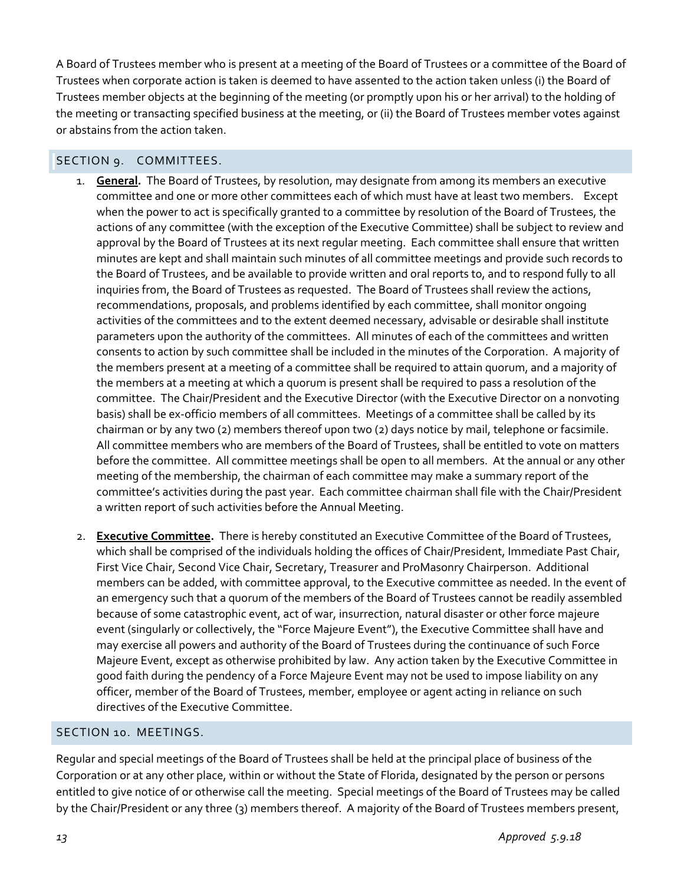A Board of Trustees member who is present at a meeting of the Board of Trustees or a committee of the Board of Trustees when corporate action is taken is deemed to have assented to the action taken unless (i) the Board of Trustees member objects at the beginning of the meeting (or promptly upon his or her arrival) to the holding of the meeting or transacting specified business at the meeting, or (ii) the Board of Trustees member votes against or abstains from the action taken.

## SECTION 9. COMMITTEES.

1. **General.** The Board of Trustees, by resolution, may designate from among its members an executive committee and one or more other committees each of which must have at least two members. Except when the power to act is specifically granted to a committee by resolution of the Board of Trustees, the actions of any committee (with the exception of the Executive Committee) shall be subject to review and approval by the Board of Trustees at its next regular meeting. Each committee shall ensure that written minutes are kept and shall maintain such minutes of all committee meetings and provide such records to the Board of Trustees, and be available to provide written and oral reports to, and to respond fully to all inquiries from, the Board of Trustees as requested. The Board of Trustees shall review the actions, recommendations, proposals, and problems identified by each committee, shall monitor ongoing activities of the committees and to the extent deemed necessary, advisable or desirable shall institute parameters upon the authority of the committees. All minutes of each of the committees and written consents to action by such committee shall be included in the minutes of the Corporation. A majority of the members present at a meeting of a committee shall be required to attain quorum, and a majority of the members at a meeting at which a quorum is present shall be required to pass a resolution of the committee. The Chair/President and the Executive Director (with the Executive Director on a nonvoting basis) shall be ex-officio members of all committees. Meetings of a committee shall be called by its chairman or by any two (2) members thereof upon two (2) days notice by mail, telephone or facsimile. All committee members who are members of the Board of Trustees, shall be entitled to vote on matters before the committee. All committee meetings shall be open to all members. At the annual or any other meeting of the membership, the chairman of each committee may make a summary report of the committee's activities during the past year. Each committee chairman shall file with the Chair/President a written report of such activities before the Annual Meeting.

2. **Executive Committee.** There is hereby constituted an Executive Committee of the Board of Trustees, which shall be comprised of the individuals holding the offices of Chair/President, Immediate Past Chair, First Vice Chair, Second Vice Chair, Secretary, Treasurer and ProMasonry Chairperson. Additional members can be added, with committee approval, to the Executive committee as needed. In the event of an emergency such that a quorum of the members of the Board of Trustees cannot be readily assembled because of some catastrophic event, act of war, insurrection, natural disaster or other force majeure event (singularly or collectively, the "Force Majeure Event"), the Executive Committee shall have and may exercise all powers and authority of the Board of Trustees during the continuance of such Force Majeure Event, except as otherwise prohibited by law. Any action taken by the Executive Committee in good faith during the pendency of a Force Majeure Event may not be used to impose liability on any officer, member of the Board of Trustees, member, employee or agent acting in reliance on such directives of the Executive Committee.

## SECTION 10. MEETINGS.

Regular and special meetings of the Board of Trustees shall be held at the principal place of business of the Corporation or at any other place, within or without the State of Florida, designated by the person or persons entitled to give notice of or otherwise call the meeting. Special meetings of the Board of Trustees may be called by the Chair/President or any three (3) members thereof. A majority of the Board of Trustees members present,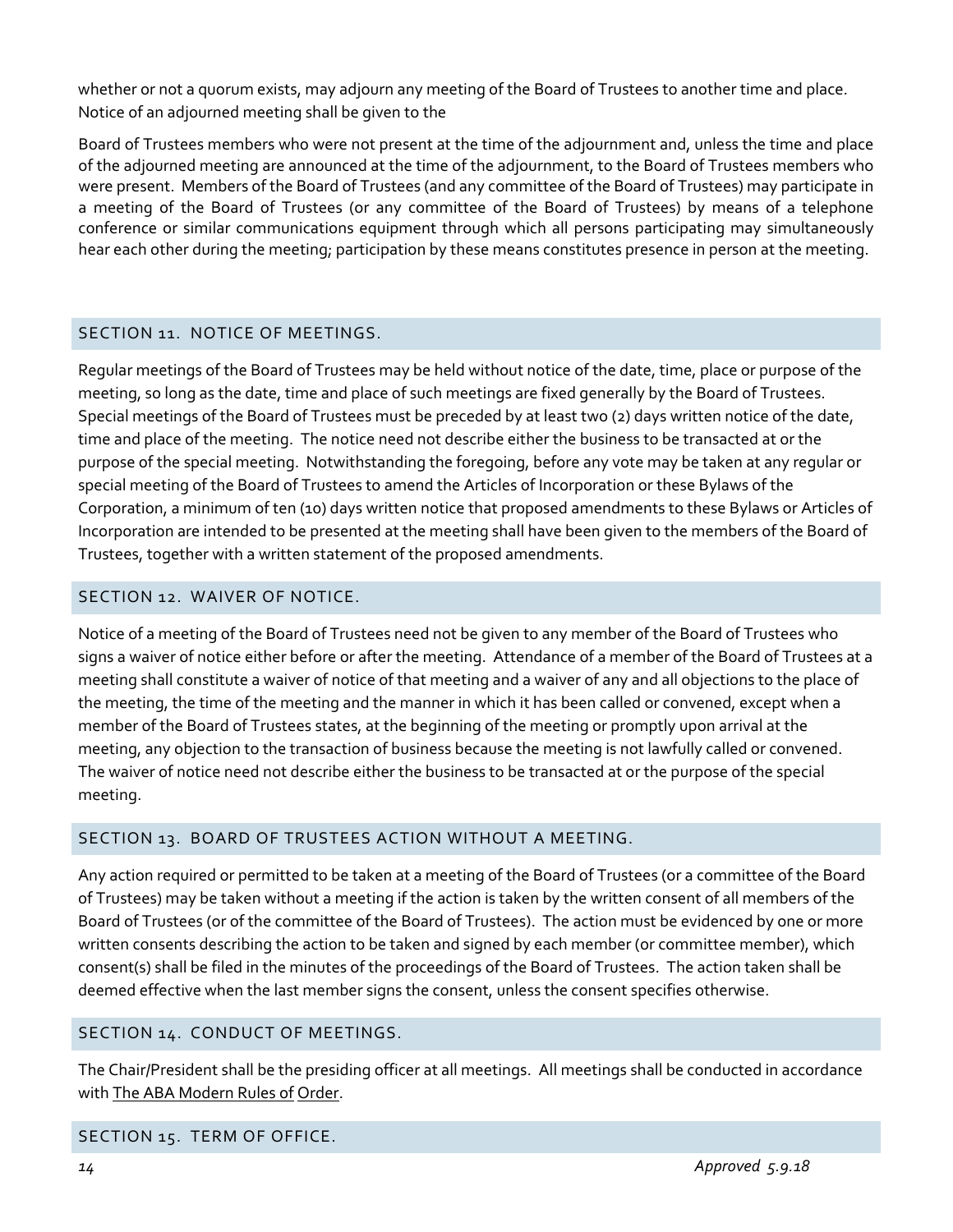whether or not a quorum exists, may adjourn any meeting of the Board of Trustees to another time and place. Notice of an adjourned meeting shall be given to the

Board of Trustees members who were not present at the time of the adjournment and, unless the time and place of the adjourned meeting are announced at the time of the adjournment, to the Board of Trustees members who were present. Members of the Board of Trustees (and any committee of the Board of Trustees) may participate in a meeting of the Board of Trustees (or any committee of the Board of Trustees) by means of a telephone conference or similar communications equipment through which all persons participating may simultaneously hear each other during the meeting; participation by these means constitutes presence in person at the meeting.

## SECTION 11. NOTICE OF MEETINGS.

Regular meetings of the Board of Trustees may be held without notice of the date, time, place or purpose of the meeting, so long as the date, time and place of such meetings are fixed generally by the Board of Trustees. Special meetings of the Board of Trustees must be preceded by at least two (2) days written notice of the date, time and place of the meeting. The notice need not describe either the business to be transacted at or the purpose of the special meeting. Notwithstanding the foregoing, before any vote may be taken at any regular or special meeting of the Board of Trustees to amend the Articles of Incorporation or these Bylaws of the Corporation, a minimum of ten (10) days written notice that proposed amendments to these Bylaws or Articles of Incorporation are intended to be presented at the meeting shall have been given to the members of the Board of Trustees, together with a written statement of the proposed amendments.

## SECTION 12. WAIVER OF NOTICE.

Notice of a meeting of the Board of Trustees need not be given to any member of the Board of Trustees who signs a waiver of notice either before or after the meeting. Attendance of a member of the Board of Trustees at a meeting shall constitute a waiver of notice of that meeting and a waiver of any and all objections to the place of the meeting, the time of the meeting and the manner in which it has been called or convened, except when a member of the Board of Trustees states, at the beginning of the meeting or promptly upon arrival at the meeting, any objection to the transaction of business because the meeting is not lawfully called or convened. The waiver of notice need not describe either the business to be transacted at or the purpose of the special meeting.

## SECTION 13. BOARD OF TRUSTEES ACTION WITHOUT A MEETING.

Any action required or permitted to be taken at a meeting of the Board of Trustees (or a committee of the Board of Trustees) may be taken without a meeting if the action is taken by the written consent of all members of the Board of Trustees (or of the committee of the Board of Trustees). The action must be evidenced by one or more written consents describing the action to be taken and signed by each member (or committee member), which consent(s) shall be filed in the minutes of the proceedings of the Board of Trustees. The action taken shall be deemed effective when the last member signs the consent, unless the consent specifies otherwise.

## SECTION 14. CONDUCT OF MEETINGS.

The Chair/President shall be the presiding officer at all meetings. All meetings shall be conducted in accordance with The ABA Modern Rules of Order.

## SECTION 15. TERM OF OFFICE.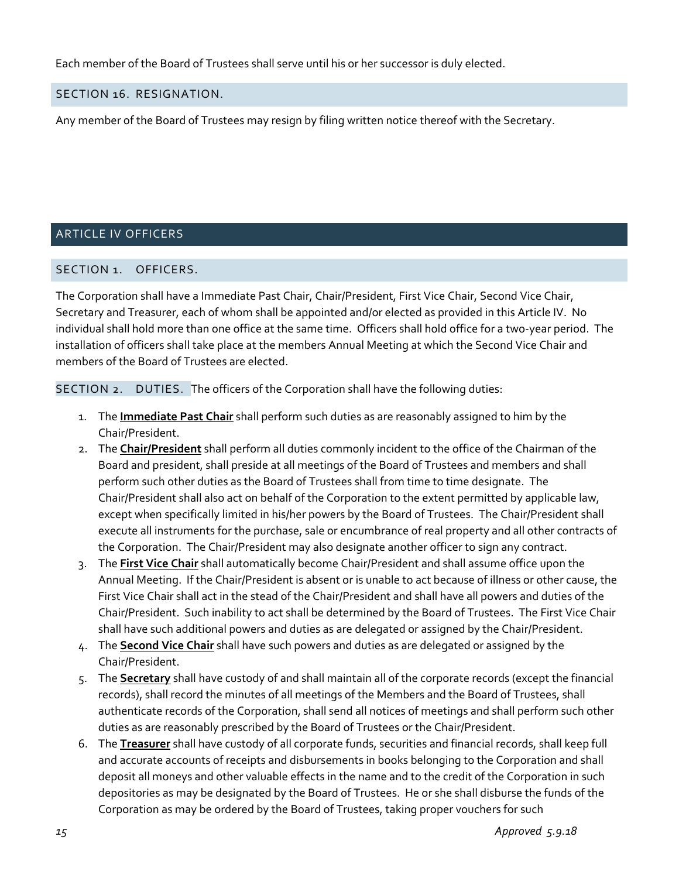Each member of the Board of Trustees shall serve until his or her successor is duly elected.

### SECTION 16. RESIGNATION.

Any member of the Board of Trustees may resign by filing written notice thereof with the Secretary.

## ARTICLE IV OFFICERS

### SECTION 1. OFFICERS.

The Corporation shall have a Immediate Past Chair, Chair/President, First Vice Chair, Second Vice Chair, Secretary and Treasurer, each of whom shall be appointed and/or elected as provided in this Article IV. No individual shall hold more than one office at the same time. Officers shall hold office for a two-year period. The installation of officers shall take place at the members Annual Meeting at which the Second Vice Chair and members of the Board of Trustees are elected.

### SECTION 2. DUTIES.

The officers of the Corporation shall have the following duties:

1. The **Immediate Past Chair** shall perform such duties as are reasonably assigned to him by the Chair/President.
2. The **Chair/President** shall perform all duties commonly incident to the office of the Chairman of the Board and president, shall preside at all meetings of the Board of Trustees and members and shall perform such other duties as the Board of Trustees shall from time to time designate. The Chair/President shall also act on behalf of the Corporation to the extent permitted by applicable law, except when specifically limited in his/her powers by the Board of Trustees. The Chair/President shall execute all instruments for the purchase, sale or encumbrance of real property and all other contracts of the Corporation. The Chair/President may also designate another officer to sign any contract.
3. The **First Vice Chair** shall automatically become Chair/President and shall assume office upon the Annual Meeting. If the Chair/President is absent or is unable to act because of illness or other cause, the First Vice Chair shall act in the stead of the Chair/President and shall have all powers and duties of the Chair/President. Such inability to act shall be determined by the Board of Trustees. The First Vice Chair shall have such additional powers and duties as are delegated or assigned by the Chair/President.
4. The **Second Vice Chair** shall have such powers and duties as are delegated or assigned by the Chair/President.
5. The **Secretary** shall have custody of and shall maintain all of the corporate records (except the financial records), shall record the minutes of all meetings of the Members and the Board of Trustees, shall authenticate records of the Corporation, shall send all notices of meetings and shall perform such other duties as are reasonably prescribed by the Board of Trustees or the Chair/President.
6. The **Treasurer** shall have custody of all corporate funds, securities and financial records, shall keep full and accurate accounts of receipts and disbursements in books belonging to the Corporation and shall deposit all moneys and other valuable effects in the name and to the credit of the Corporation in such depositories as may be designated by the Board of Trustees. He or she shall disburse the funds of the Corporation as may be ordered by the Board of Trustees, taking proper vouchers for such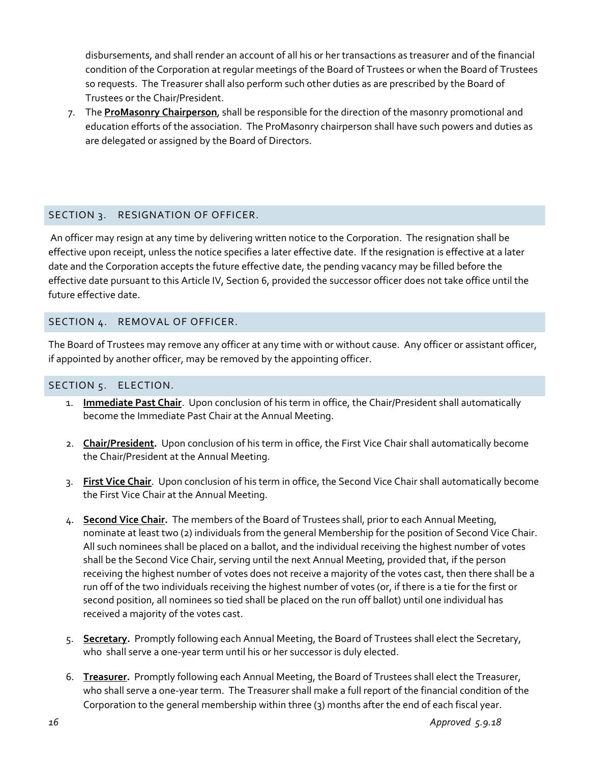disbursements, and shall render an account of all his or her transactions as treasurer and of the financial condition of the Corporation at regular meetings of the Board of Trustees or when the Board of Trustees so requests. The Treasurer shall also perform such other duties as are prescribed by the Board of Trustees or the Chair/President.

7. The **ProMasonry Chairperson**, shall be responsible for the direction of the masonry promotional and education efforts of the association. The ProMasonry chairperson shall have such powers and duties as are delegated or assigned by the Board of Directors.

## SECTION 3. RESIGNATION OF OFFICER.

An officer may resign at any time by delivering written notice to the Corporation. The resignation shall be effective upon receipt, unless the notice specifies a later effective date. If the resignation is effective at a later date and the Corporation accepts the future effective date, the pending vacancy may be filled before the effective date pursuant to this Article IV, Section 6, provided the successor officer does not take office until the future effective date.

## SECTION 4. REMOVAL OF OFFICER.

The Board of Trustees may remove any officer at any time with or without cause. Any officer or assistant officer, if appointed by another officer, may be removed by the appointing officer.

## SECTION 5. ELECTION.

1. **Immediate Past Chair**. Upon conclusion of his term in office, the Chair/President shall automatically become the Immediate Past Chair at the Annual Meeting.

2. **Chair/President.** Upon conclusion of his term in office, the First Vice Chair shall automatically become the Chair/President at the Annual Meeting.

3. **First Vice Chair**. Upon conclusion of his term in office, the Second Vice Chair shall automatically become the First Vice Chair at the Annual Meeting.

4. **Second Vice Chair.** The members of the Board of Trustees shall, prior to each Annual Meeting, nominate at least two (2) individuals from the general Membership for the position of Second Vice Chair. All such nominees shall be placed on a ballot, and the individual receiving the highest number of votes shall be the Second Vice Chair, serving until the next Annual Meeting, provided that, if the person receiving the highest number of votes does not receive a majority of the votes cast, then there shall be a run off of the two individuals receiving the highest number of votes (or, if there is a tie for the first or second position, all nominees so tied shall be placed on the run off ballot) until one individual has received a majority of the votes cast.

5. **Secretary.** Promptly following each Annual Meeting, the Board of Trustees shall elect the Secretary, who shall serve a one-year term until his or her successor is duly elected.

6. **Treasurer.** Promptly following each Annual Meeting, the Board of Trustees shall elect the Treasurer, who shall serve a one-year term. The Treasurer shall make a full report of the financial condition of the Corporation to the general membership within three (3) months after the end of each fiscal year.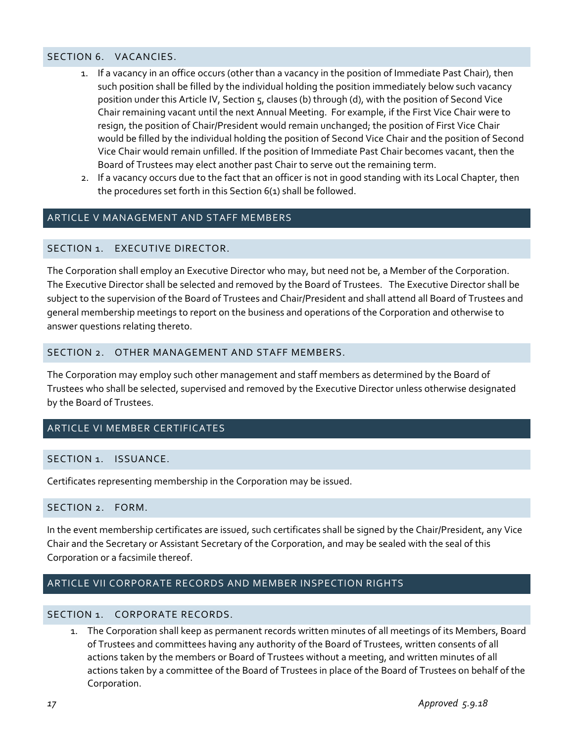### SECTION 6. VACANCIES.

1. If a vacancy in an office occurs (other than a vacancy in the position of Immediate Past Chair), then such position shall be filled by the individual holding the position immediately below such vacancy position under this Article IV, Section 5, clauses (b) through (d), with the position of Second Vice Chair remaining vacant until the next Annual Meeting. For example, if the First Vice Chair were to resign, the position of Chair/President would remain unchanged; the position of First Vice Chair would be filled by the individual holding the position of Second Vice Chair and the position of Second Vice Chair would remain unfilled. If the position of Immediate Past Chair becomes vacant, then the Board of Trustees may elect another past Chair to serve out the remaining term.
2. If a vacancy occurs due to the fact that an officer is not in good standing with its Local Chapter, then the procedures set forth in this Section 6(1) shall be followed.

## ARTICLE V MANAGEMENT AND STAFF MEMBERS

### SECTION 1. EXECUTIVE DIRECTOR.

The Corporation shall employ an Executive Director who may, but need not be, a Member of the Corporation. The Executive Director shall be selected and removed by the Board of Trustees. The Executive Director shall be subject to the supervision of the Board of Trustees and Chair/President and shall attend all Board of Trustees and general membership meetings to report on the business and operations of the Corporation and otherwise to answer questions relating thereto.

### SECTION 2. OTHER MANAGEMENT AND STAFF MEMBERS.

The Corporation may employ such other management and staff members as determined by the Board of Trustees who shall be selected, supervised and removed by the Executive Director unless otherwise designated by the Board of Trustees.

## ARTICLE VI MEMBER CERTIFICATES

### SECTION 1. ISSUANCE.

Certificates representing membership in the Corporation may be issued.

### SECTION 2. FORM.

In the event membership certificates are issued, such certificates shall be signed by the Chair/President, any Vice Chair and the Secretary or Assistant Secretary of the Corporation, and may be sealed with the seal of this Corporation or a facsimile thereof.

## ARTICLE VII CORPORATE RECORDS AND MEMBER INSPECTION RIGHTS

### SECTION 1. CORPORATE RECORDS.

1. The Corporation shall keep as permanent records written minutes of all meetings of its Members, Board of Trustees and committees having any authority of the Board of Trustees, written consents of all actions taken by the members or Board of Trustees without a meeting, and written minutes of all actions taken by a committee of the Board of Trustees in place of the Board of Trustees on behalf of the Corporation.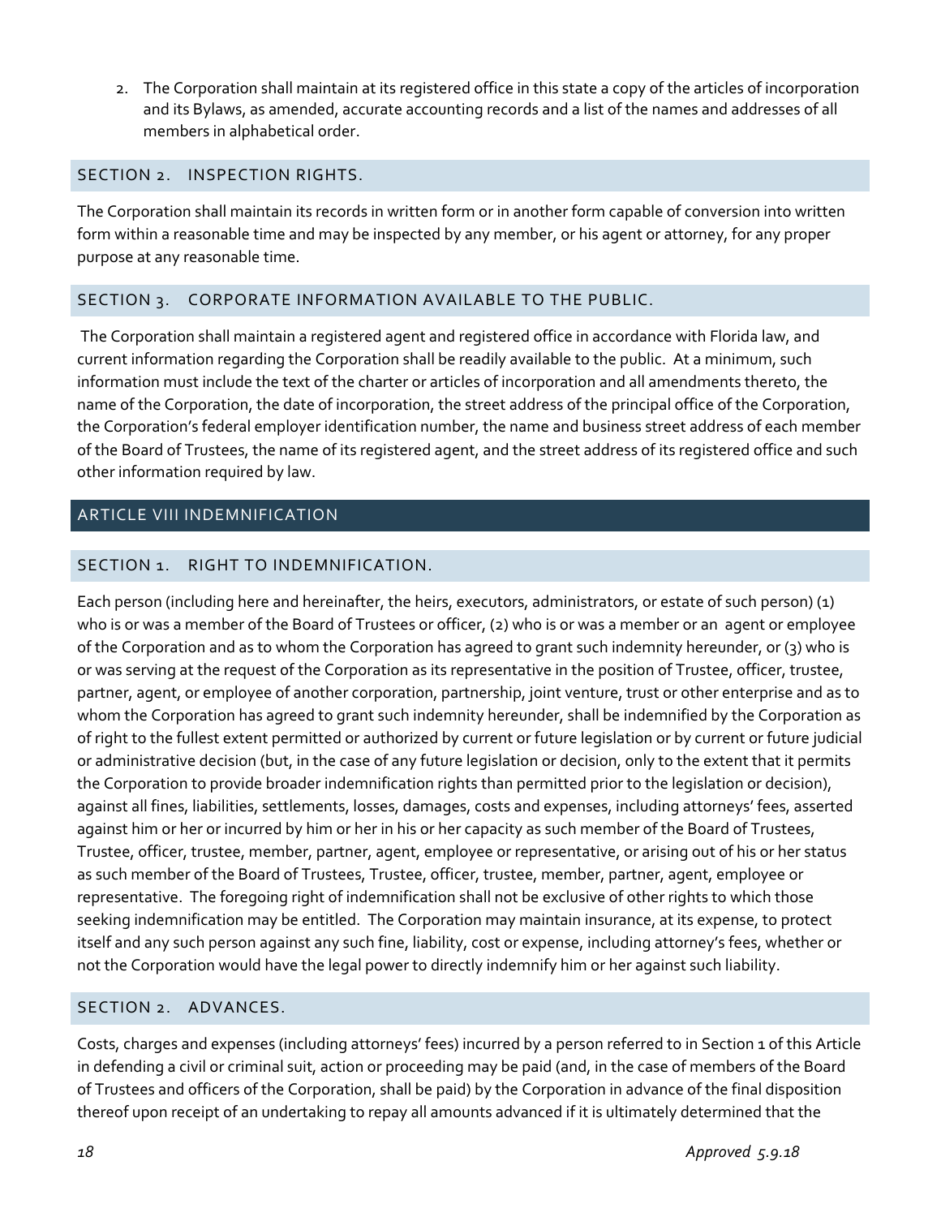2. The Corporation shall maintain at its registered office in this state a copy of the articles of incorporation and its Bylaws, as amended, accurate accounting records and a list of the names and addresses of all members in alphabetical order.

### SECTION 2. INSPECTION RIGHTS.

The Corporation shall maintain its records in written form or in another form capable of conversion into written form within a reasonable time and may be inspected by any member, or his agent or attorney, for any proper purpose at any reasonable time.

### SECTION 3. CORPORATE INFORMATION AVAILABLE TO THE PUBLIC.

The Corporation shall maintain a registered agent and registered office in accordance with Florida law, and current information regarding the Corporation shall be readily available to the public. At a minimum, such information must include the text of the charter or articles of incorporation and all amendments thereto, the name of the Corporation, the date of incorporation, the street address of the principal office of the Corporation, the Corporation's federal employer identification number, the name and business street address of each member of the Board of Trustees, the name of its registered agent, and the street address of its registered office and such other information required by law.

## ARTICLE VIII INDEMNIFICATION

### SECTION 1. RIGHT TO INDEMNIFICATION.

Each person (including here and hereinafter, the heirs, executors, administrators, or estate of such person) (1) who is or was a member of the Board of Trustees or officer, (2) who is or was a member or an agent or employee of the Corporation and as to whom the Corporation has agreed to grant such indemnity hereunder, or (3) who is or was serving at the request of the Corporation as its representative in the position of Trustee, officer, trustee, partner, agent, or employee of another corporation, partnership, joint venture, trust or other enterprise and as to whom the Corporation has agreed to grant such indemnity hereunder, shall be indemnified by the Corporation as of right to the fullest extent permitted or authorized by current or future legislation or by current or future judicial or administrative decision (but, in the case of any future legislation or decision, only to the extent that it permits the Corporation to provide broader indemnification rights than permitted prior to the legislation or decision), against all fines, liabilities, settlements, losses, damages, costs and expenses, including attorneys' fees, asserted against him or her or incurred by him or her in his or her capacity as such member of the Board of Trustees, Trustee, officer, trustee, member, partner, agent, employee or representative, or arising out of his or her status as such member of the Board of Trustees, Trustee, officer, trustee, member, partner, agent, employee or representative. The foregoing right of indemnification shall not be exclusive of other rights to which those seeking indemnification may be entitled. The Corporation may maintain insurance, at its expense, to protect itself and any such person against any such fine, liability, cost or expense, including attorney's fees, whether or not the Corporation would have the legal power to directly indemnify him or her against such liability.

### SECTION 2. ADVANCES.

Costs, charges and expenses (including attorneys' fees) incurred by a person referred to in Section 1 of this Article in defending a civil or criminal suit, action or proceeding may be paid (and, in the case of members of the Board of Trustees and officers of the Corporation, shall be paid) by the Corporation in advance of the final disposition thereof upon receipt of an undertaking to repay all amounts advanced if it is ultimately determined that the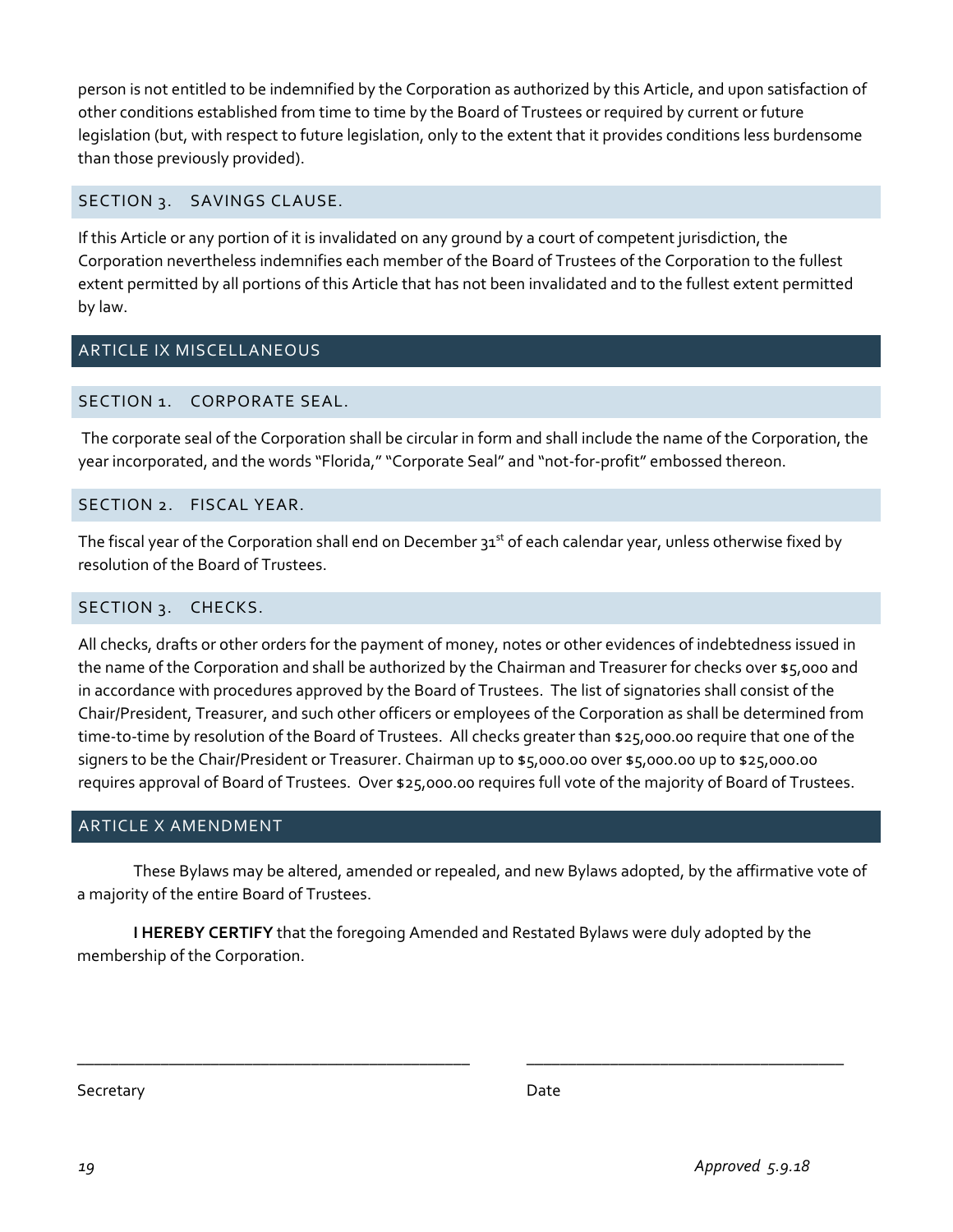person is not entitled to be indemnified by the Corporation as authorized by this Article, and upon satisfaction of other conditions established from time to time by the Board of Trustees or required by current or future legislation (but, with respect to future legislation, only to the extent that it provides conditions less burdensome than those previously provided).

### SECTION 3. SAVINGS CLAUSE.

If this Article or any portion of it is invalidated on any ground by a court of competent jurisdiction, the Corporation nevertheless indemnifies each member of the Board of Trustees of the Corporation to the fullest extent permitted by all portions of this Article that has not been invalidated and to the fullest extent permitted by law.

## ARTICLE IX MISCELLANEOUS

### SECTION 1. CORPORATE SEAL.

The corporate seal of the Corporation shall be circular in form and shall include the name of the Corporation, the year incorporated, and the words "Florida," "Corporate Seal" and "not-for-profit" embossed thereon.

### SECTION 2. FISCAL YEAR.

The fiscal year of the Corporation shall end on December 31st of each calendar year, unless otherwise fixed by resolution of the Board of Trustees.

### SECTION 3. CHECKS.

All checks, drafts or other orders for the payment of money, notes or other evidences of indebtedness issued in the name of the Corporation and shall be authorized by the Chairman and Treasurer for checks over $5,000 and in accordance with procedures approved by the Board of Trustees. The list of signatories shall consist of the Chair/President, Treasurer, and such other officers or employees of the Corporation as shall be determined from time-to-time by resolution of the Board of Trustees. All checks greater than $25,000.00 require that one of the signers to be the Chair/President or Treasurer. Chairman up to $5,000.00 over $5,000.00 up to $25,000.00 requires approval of Board of Trustees. Over $25,000.00 requires full vote of the majority of Board of Trustees.

## ARTICLE X AMENDMENT

These Bylaws may be altered, amended or repealed, and new Bylaws adopted, by the affirmative vote of a majority of the entire Board of Trustees.

**I HEREBY CERTIFY** that the foregoing Amended and Restated Bylaws were duly adopted by the membership of the Corporation.

\_\_\_\_\_\_\_\_\_\_\_\_\_\_\_\_\_\_\_\_\_\_\_\_\_\_\_\_\_\_\_\_\_\_\_\_\_\_\_\_\_\_\_\_ &nbsp;&nbsp;&nbsp;&nbsp; \_\_\_\_\_\_\_\_\_\_\_\_\_\_\_\_\_\_\_\_\_\_\_\_\_\_\_\_\_\_\_\_\_\_\_\_\_\_

Secretary &nbsp;&nbsp;&nbsp;&nbsp;&nbsp;&nbsp;&nbsp;&nbsp;&nbsp;&nbsp;&nbsp;&nbsp;&nbsp;&nbsp;&nbsp;&nbsp;&nbsp;&nbsp;&nbsp;&nbsp;&nbsp;&nbsp;&nbsp;&nbsp;&nbsp;&nbsp;&nbsp;&nbsp;&nbsp;&nbsp;&nbsp;&nbsp; Date

*Approved 5.9.18*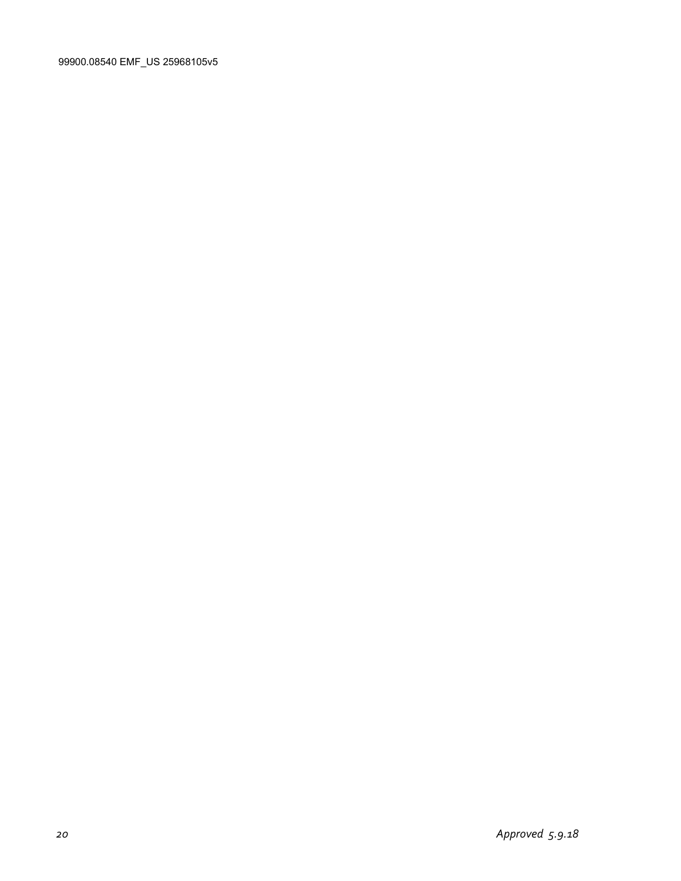99900.08540 EMF_US 25968105v5